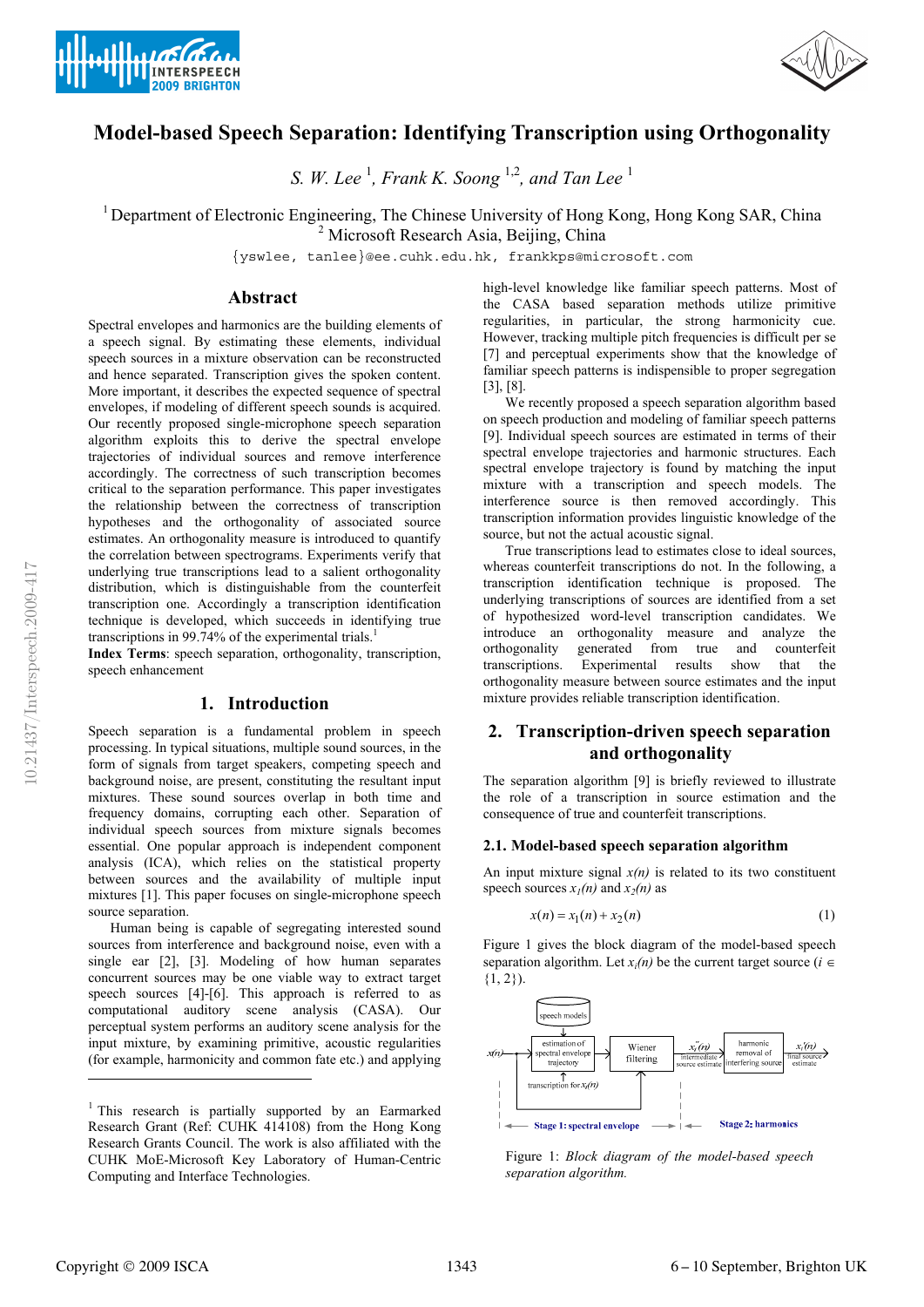# Model-based Speech Separation: Identifying Transcription using Orthogonality

*S. W. Lee* [1], *Frank K. Soong* [1,2], *and Tan Lee* [1]

[1] Department of Electronic Engineering, The Chinese University of Hong Kong, Hong Kong SAR, China
[2] Microsoft Research Asia, Beijing, China

{yswlee, tanlee}@ee.cuhk.edu.hk, frankkps@microsoft.com

## Abstract

Spectral envelopes and harmonics are the building elements of a speech signal. By estimating these elements, individual speech sources in a mixture observation can be reconstructed and hence separated. Transcription gives the spoken content. More important, it describes the expected sequence of spectral envelopes, if modeling of different speech sounds is acquired. Our recently proposed single-microphone speech separation algorithm exploits this to derive the spectral envelope trajectories of individual sources and remove interference accordingly. The correctness of such transcription becomes critical to the separation performance. This paper investigates the relationship between the correctness of transcription hypotheses and the orthogonality of associated source estimates. An orthogonality measure is introduced to quantify the correlation between spectrograms. Experiments verify that underlying true transcriptions lead to a salient orthogonality distribution, which is distinguishable from the counterfeit transcription one. Accordingly a transcription identification technique is developed, which succeeds in identifying true transcriptions in 99.74% of the experimental trials.[1]

**Index Terms**: speech separation, orthogonality, transcription, speech enhancement

## 1. Introduction

Speech separation is a fundamental problem in speech processing. In typical situations, multiple sound sources, in the form of signals from target speakers, competing speech and background noise, are present, constituting the resultant input mixtures. These sound sources overlap in both time and frequency domains, corrupting each other. Separation of individual speech sources from mixture signals becomes essential. One popular approach is independent component analysis (ICA), which relies on the statistical property between sources and the availability of multiple input mixtures [1]. This paper focuses on single-microphone speech source separation.

Human being is capable of segregating interested sound sources from interference and background noise, even with a single ear [2], [3]. Modeling of how human separates concurrent sources may be one viable way to extract target speech sources [4]-[6]. This approach is referred to as computational auditory scene analysis (CASA). Our perceptual system performs an auditory scene analysis for the input mixture, by examining primitive, acoustic regularities (for example, harmonicity and common fate etc.) and applying high-level knowledge like familiar speech patterns. Most of the CASA based separation methods utilize primitive regularities, in particular, the strong harmonicity cue. However, tracking multiple pitch frequencies is difficult per se [7] and perceptual experiments show that the knowledge of familiar speech patterns is indispensible to proper segregation [3], [8].

We recently proposed a speech separation algorithm based on speech production and modeling of familiar speech patterns [9]. Individual speech sources are estimated in terms of their spectral envelope trajectories and harmonic structures. Each spectral envelope trajectory is found by matching the input mixture with a transcription and speech models. The interference source is then removed accordingly. This transcription information provides linguistic knowledge of the source, but not the actual acoustic signal.

True transcriptions lead to estimates close to ideal sources, whereas counterfeit transcriptions do not. In the following, a transcription identification technique is proposed. The underlying transcriptions of sources are identified from a set of hypothesized word-level transcription candidates. We introduce an orthogonality measure and analyze the orthogonality generated from true and counterfeit transcriptions. Experimental results show that the orthogonality measure between source estimates and the input mixture provides reliable transcription identification.

## 2. Transcription-driven speech separation and orthogonality

The separation algorithm [9] is briefly reviewed to illustrate the role of a transcription in source estimation and the consequence of true and counterfeit transcriptions.

### 2.1. Model-based speech separation algorithm

An input mixture signal $x(n)$ is related to its two constituent speech sources $x_1(n)$ and $x_2(n)$ as

$$x(n) = x_1(n) + x_2(n) \tag{1}$$

Figure 1 gives the block diagram of the model-based speech separation algorithm. Let $x_i(n)$ be the current target source ($i \in \{1, 2\}$).

speech models
estimation of spectral envelope trajectory
Wiener filtering
$x_i''(n)$ intermediate source estimate
harmonic removal of interfering source
$x_i'(n)$ final source estimate
$x(n)$
transcription for $x_i(n)$
Stage 1: spectral envelope
Stage 2: harmonics

Figure 1: *Block diagram of the model-based speech separation algorithm.*

---

[1] This research is partially supported by an Earmarked Research Grant (Ref: CUHK 414108) from the Hong Kong Research Grants Council. The work is also affiliated with the CUHK MoE-Microsoft Key Laboratory of Human-Centric Computing and Interface Technologies.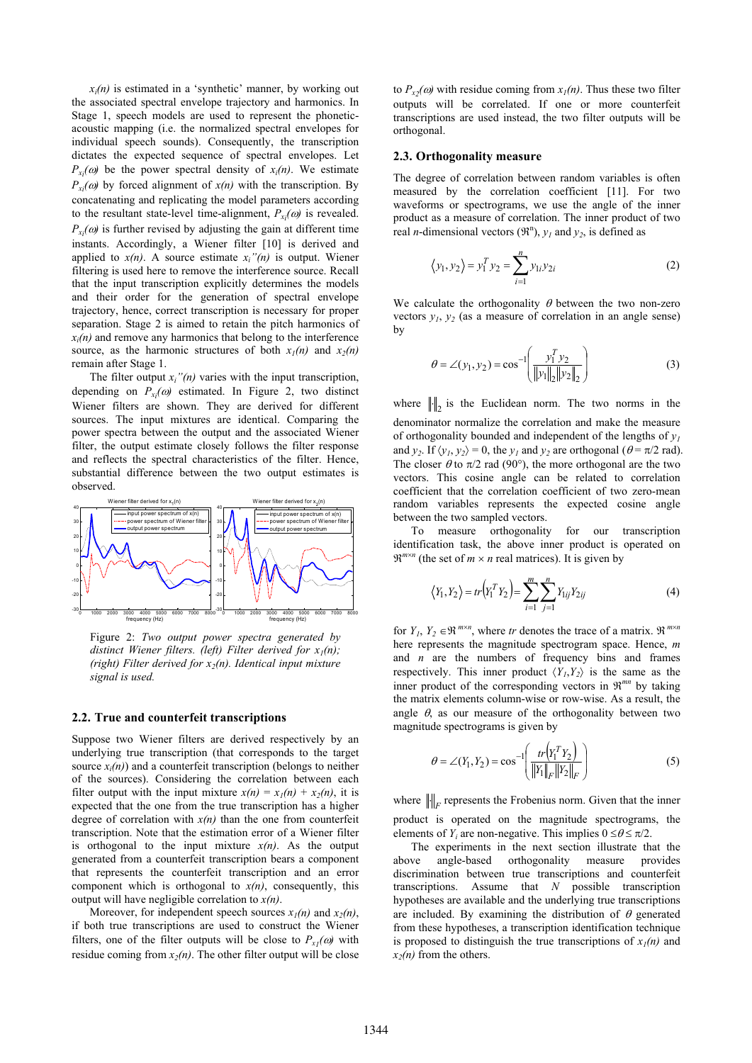$x_i(n)$ is estimated in a 'synthetic' manner, by working out the associated spectral envelope trajectory and harmonics. In Stage 1, speech models are used to represent the phonetic-acoustic mapping (i.e. the normalized spectral envelopes for individual speech sounds). Consequently, the transcription dictates the expected sequence of spectral envelopes. Let $P_{x_i}(\omega)$ be the power spectral density of $x_i(n)$. We estimate $P_{x_i}(\omega)$ by forced alignment of $x(n)$ with the transcription. By concatenating and replicating the model parameters according to the resultant state-level time-alignment, $P_{x_i}(\omega)$ is revealed. $P_{x_i}(\omega)$ is further revised by adjusting the gain at different time instants. Accordingly, a Wiener filter [10] is derived and applied to $x(n)$. A source estimate $x_i''(n)$ is output. Wiener filtering is used here to remove the interference source. Recall that the input transcription explicitly determines the models and their order for the generation of spectral envelope trajectory, hence, correct transcription is necessary for proper separation. Stage 2 is aimed to retain the pitch harmonics of $x_i(n)$ and remove any harmonics that belong to the interference source, as the harmonic structures of both $x_1(n)$ and $x_2(n)$ remain after Stage 1.

The filter output $x_i''(n)$ varies with the input transcription, depending on $P_{x_i}(\omega)$ estimated. In Figure 2, two distinct Wiener filters are shown. They are derived for different sources. The input mixtures are identical. Comparing the power spectra between the output and the associated Wiener filter, the output estimate closely follows the filter response and reflects the spectral characteristics of the filter. Hence, substantial difference between the two output estimates is observed.

Wiener filter derived for $x_1(n)$ — input power spectrum of x(n); power spectrum of Wiener filter; output power spectrum; frequency (Hz)

Wiener filter derived for $x_2(n)$ — input power spectrum of x(n); power spectrum of Wiener filter; output power spectrum; frequency (Hz)

Figure 2: *Two output power spectra generated by distinct Wiener filters. (left) Filter derived for $x_1(n)$; (right) Filter derived for $x_2(n)$. Identical input mixture signal is used.*

## 2.2. True and counterfeit transcriptions

Suppose two Wiener filters are derived respectively by an underlying true transcription (that corresponds to the target source $x_i(n)$) and a counterfeit transcription (belongs to neither of the sources). Considering the correlation between each filter output with the input mixture $x(n) = x_1(n) + x_2(n)$, it is expected that the one from the true transcription has a higher degree of correlation with $x(n)$ than the one from counterfeit transcription. Note that the estimation error of a Wiener filter is orthogonal to the input mixture $x(n)$. As the output generated from a counterfeit transcription bears a component that represents the counterfeit transcription and an error component which is orthogonal to $x(n)$, consequently, this output will have negligible correlation to $x(n)$.

Moreover, for independent speech sources $x_1(n)$ and $x_2(n)$, if both true transcriptions are used to construct the Wiener filters, one of the filter outputs will be close to $P_{x1}(\omega)$ with residue coming from $x_2(n)$. The other filter output will be close to $P_{x2}(\omega)$ with residue coming from $x_1(n)$. Thus these two filter outputs will be correlated. If one or more counterfeit transcriptions are used instead, the two filter outputs will be orthogonal.

## 2.3. Orthogonality measure

The degree of correlation between random variables is often measured by the correlation coefficient [11]. For two waveforms or spectrograms, we use the angle of the inner product as a measure of correlation. The inner product of two real $n$-dimensional vectors ($\Re^n$), $y_1$ and $y_2$, is defined as

$$\langle y_1, y_2 \rangle = y_1^T y_2 = \sum_{i=1}^{n} y_{1i} y_{2i} \tag{2}$$

We calculate the orthogonality $\theta$ between the two non-zero vectors $y_1$, $y_2$ (as a measure of correlation in an angle sense) by

$$\theta = \angle(y_1, y_2) = \cos^{-1}\left(\frac{y_1^T y_2}{\|y_1\|_2 \|y_2\|_2}\right) \tag{3}$$

where $\|\cdot\|_2$ is the Euclidean norm. The two norms in the denominator normalize the correlation and make the measure of orthogonality bounded and independent of the lengths of $y_1$ and $y_2$. If $\langle y_1, y_2 \rangle = 0$, the $y_1$ and $y_2$ are orthogonal ($\theta = \pi/2$ rad). The closer $\theta$ to $\pi/2$ rad (90°), the more orthogonal are the two vectors. This cosine angle can be related to correlation coefficient that the correlation coefficient of two zero-mean random variables represents the expected cosine angle between the two sampled vectors.

To measure orthogonality for our transcription identification task, the above inner product is operated on $\Re^{m \times n}$ (the set of $m \times n$ real matrices). It is given by

$$\langle Y_1, Y_2 \rangle = tr\left(Y_1^T Y_2\right) = \sum_{i=1}^{m} \sum_{j=1}^{n} Y_{1ij} Y_{2ij} \tag{4}$$

for $Y_1, Y_2 \in \Re^{m \times n}$, where $tr$ denotes the trace of a matrix. $\Re^{m \times n}$ here represents the magnitude spectrogram space. Hence, $m$ and $n$ are the numbers of frequency bins and frames respectively. This inner product $\langle Y_1, Y_2 \rangle$ is the same as the inner product of the corresponding vectors in $\Re^{mn}$ by taking the matrix elements column-wise or row-wise. As a result, the angle $\theta$, as our measure of the orthogonality between two magnitude spectrograms is given by

$$\theta = \angle(Y_1, Y_2) = \cos^{-1}\left(\frac{tr\left(Y_1^T Y_2\right)}{\|Y_1\|_F \|Y_2\|_F}\right) \tag{5}$$

where $\|\cdot\|_F$ represents the Frobenius norm. Given that the inner product is operated on the magnitude spectrograms, the elements of $Y_i$ are non-negative. This implies $0 \le \theta \le \pi/2$.

The experiments in the next section illustrate that the above angle-based orthogonality measure provides discrimination between true transcriptions and counterfeit transcriptions. Assume that $N$ possible transcription hypotheses are available and the underlying true transcriptions are included. By examining the distribution of $\theta$ generated from these hypotheses, a transcription identification technique is proposed to distinguish the true transcriptions of $x_1(n)$ and $x_2(n)$ from the others.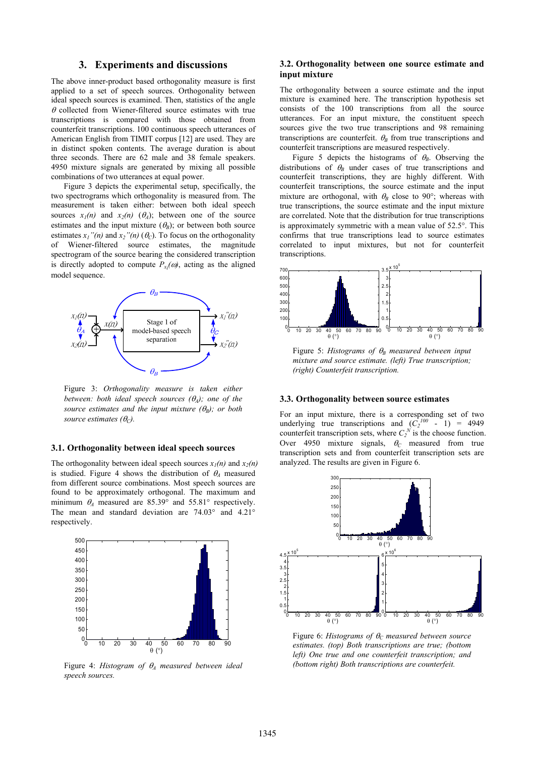## 3. Experiments and discussions

The above inner-product based orthogonality measure is first applied to a set of speech sources. Orthogonality between ideal speech sources is examined. Then, statistics of the angle $\theta$ collected from Wiener-filtered source estimates with true transcriptions is compared with those obtained from counterfeit transcriptions. 100 continuous speech utterances of American English from TIMIT corpus [12] are used. They are in distinct spoken contents. The average duration is about three seconds. There are 62 male and 38 female speakers. 4950 mixture signals are generated by mixing all possible combinations of two utterances at equal power.

Figure 3 depicts the experimental setup, specifically, the two spectrograms which orthogonality is measured from. The measurement is taken either: between both ideal speech sources $x_1(n)$ and $x_2(n)$ ($\theta_A$); between one of the source estimates and the input mixture ($\theta_B$); or between both source estimates $x_1''(n)$ and $x_2''(n)$ ($\theta_C$). To focus on the orthogonality of Wiener-filtered source estimates, the magnitude spectrogram of the source bearing the considered transcription is directly adopted to compute $P_{x_i}(\omega)$, acting as the aligned model sequence.

$\theta_B$

$x_1(n)$ $x(n)$ Stage 1 of model-based speech separation $x_1''(n)$

$\theta_A$ $\theta_C$

$x_2(n)$ $x_2''(n)$

$\theta_B$

Figure 3: *Orthogonality measure is taken either between: both ideal speech sources ($\theta_A$); one of the source estimates and the input mixture ($\theta_B$); or both source estimates ($\theta_C$).*

### 3.1. Orthogonality between ideal speech sources

The orthogonality between ideal speech sources $x_1(n)$ and $x_2(n)$ is studied. Figure 4 shows the distribution of $\theta_A$ measured from different source combinations. Most speech sources are found to be approximately orthogonal. The maximum and minimum $\theta_A$ measured are 85.39° and 55.81° respectively. The mean and standard deviation are 74.03° and 4.21° respectively.

500
450
400
350
300
250
200
150
100
50
0

0 10 20 30 40 50 60 70 80 90

θ (°)

Figure 4: *Histogram of $\theta_A$ measured between ideal speech sources.*

### 3.2. Orthogonality between one source estimate and input mixture

The orthogonality between a source estimate and the input mixture is examined here. The transcription hypothesis set consists of the 100 transcriptions from all the source utterances. For an input mixture, the constituent speech sources give the two true transcriptions and 98 remaining transcriptions are counterfeit. $\theta_B$ from true transcriptions and counterfeit transcriptions are measured respectively.

Figure 5 depicts the histograms of $\theta_B$. Observing the distributions of $\theta_B$ under cases of true transcriptions and counterfeit transcriptions, they are highly different. With counterfeit transcriptions, the source estimate and the input mixture are orthogonal, with $\theta_B$ close to 90°; whereas with true transcriptions, the source estimate and the input mixture are correlated. Note that the distribution for true transcriptions is approximately symmetric with a mean value of 52.5°. This confirms that true transcriptions lead to source estimates correlated to input mixtures, but not for counterfeit transcriptions.

700
600
500
400
300
200
100
0

0 10 20 30 40 50 60 70 80 90

θ (°)

3.5 x 10^5
3
2.5
2
1.5
1
0.5
0

0 10 20 30 40 50 60 70 80 90

θ (°)

Figure 5: *Histograms of $\theta_B$ measured between input mixture and source estimate. (left) True transcription; (right) Counterfeit transcription.*

### 3.3. Orthogonality between source estimates

For an input mixture, there is a corresponding set of two underlying true transcriptions and $(C_2^{100} - 1) = 4949$ counterfeit transcription sets, where $C_2^N$ is the choose function. Over 4950 mixture signals, $\theta_C$ measured from true transcription sets and from counterfeit transcription sets are analyzed. The results are given in Figure 6.

300
250
200
150
100
50
0

0 10 20 30 40 50 60 70 80 90

θ (°)

4.5 x 10^5
4
3.5
3
2.5
2
1.5
1
0.5
0

0 10 20 30 40 50 60 70 80 90

θ (°)

6 x 10^6
5
4
3
2
1
0

0 10 20 30 40 50 60 70 80 90

θ (°)

Figure 6: *Histograms of $\theta_C$ measured between source estimates. (top) Both transcriptions are true; (bottom left) One true and one counterfeit transcription; and (bottom right) Both transcriptions are counterfeit.*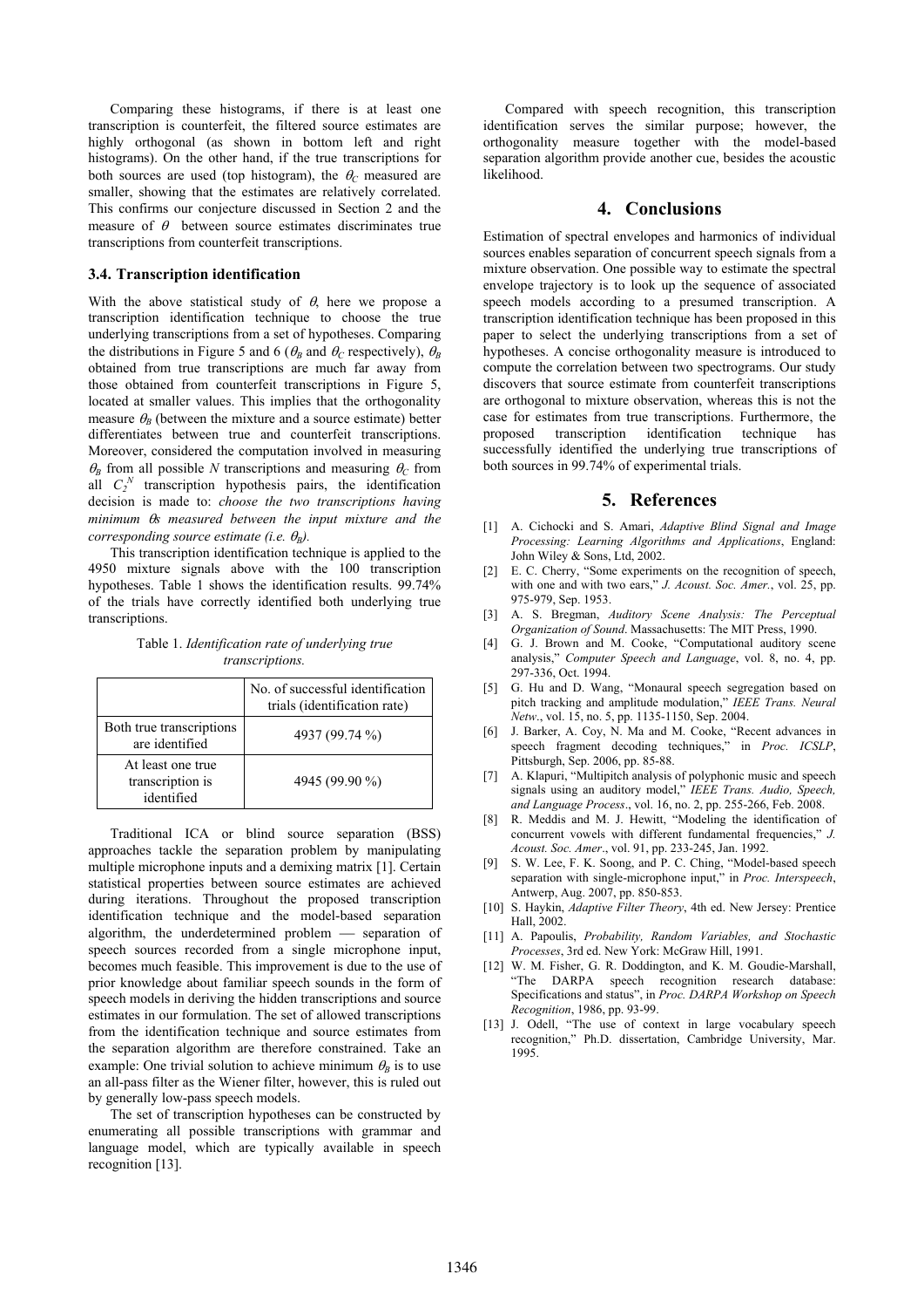Comparing these histograms, if there is at least one transcription is counterfeit, the filtered source estimates are highly orthogonal (as shown in bottom left and right histograms). On the other hand, if the true transcriptions for both sources are used (top histogram), the $\theta_C$ measured are smaller, showing that the estimates are relatively correlated. This confirms our conjecture discussed in Section 2 and the measure of $\theta$ between source estimates discriminates true transcriptions from counterfeit transcriptions.

### 3.4. Transcription identification

With the above statistical study of $\theta$, here we propose a transcription identification technique to choose the true underlying transcriptions from a set of hypotheses. Comparing the distributions in Figure 5 and 6 ($\theta_B$ and $\theta_C$ respectively), $\theta_B$ obtained from true transcriptions are much far away from those obtained from counterfeit transcriptions in Figure 5, located at smaller values. This implies that the orthogonality measure $\theta_B$ (between the mixture and a source estimate) better differentiates between true and counterfeit transcriptions. Moreover, considered the computation involved in measuring $\theta_B$ from all possible $N$ transcriptions and measuring $\theta_C$ from all $C_2^N$ transcription hypothesis pairs, the identification decision is made to: *choose the two transcriptions having minimum θs measured between the input mixture and the corresponding source estimate (i.e. $\theta_B$).*

This transcription identification technique is applied to the 4950 mixture signals above with the 100 transcription hypotheses. Table 1 shows the identification results. 99.74% of the trials have correctly identified both underlying true transcriptions.

Table 1. *Identification rate of underlying true transcriptions.*

| | No. of successful identification trials (identification rate) |
|---|---|
| Both true transcriptions are identified | 4937 (99.74 %) |
| At least one true transcription is identified | 4945 (99.90 %) |

Traditional ICA or blind source separation (BSS) approaches tackle the separation problem by manipulating multiple microphone inputs and a demixing matrix [1]. Certain statistical properties between source estimates are achieved during iterations. Throughout the proposed transcription identification technique and the model-based separation algorithm, the underdetermined problem — separation of speech sources recorded from a single microphone input, becomes much feasible. This improvement is due to the use of prior knowledge about familiar speech sounds in the form of speech models in deriving the hidden transcriptions and source estimates in our formulation. The set of allowed transcriptions from the identification technique and source estimates from the separation algorithm are therefore constrained. Take an example: One trivial solution to achieve minimum $\theta_B$ is to use an all-pass filter as the Wiener filter, however, this is ruled out by generally low-pass speech models.

The set of transcription hypotheses can be constructed by enumerating all possible transcriptions with grammar and language model, which are typically available in speech recognition [13].

Compared with speech recognition, this transcription identification serves the similar purpose; however, the orthogonality measure together with the model-based separation algorithm provide another cue, besides the acoustic likelihood.

## 4. Conclusions

Estimation of spectral envelopes and harmonics of individual sources enables separation of concurrent speech signals from a mixture observation. One possible way to estimate the spectral envelope trajectory is to look up the sequence of associated speech models according to a presumed transcription. A transcription identification technique has been proposed in this paper to select the underlying transcriptions from a set of hypotheses. A concise orthogonality measure is introduced to compute the correlation between two spectrograms. Our study discovers that source estimate from counterfeit transcriptions are orthogonal to mixture observation, whereas this is not the case for estimates from true transcriptions. Furthermore, the proposed transcription identification technique has successfully identified the underlying true transcriptions of both sources in 99.74% of experimental trials.

## 5. References

[1] A. Cichocki and S. Amari, *Adaptive Blind Signal and Image Processing: Learning Algorithms and Applications*, England: John Wiley & Sons, Ltd, 2002.

[2] E. C. Cherry, "Some experiments on the recognition of speech, with one and with two ears," *J. Acoust. Soc. Amer.*, vol. 25, pp. 975-979, Sep. 1953.

[3] A. S. Bregman, *Auditory Scene Analysis: The Perceptual Organization of Sound*. Massachusetts: The MIT Press, 1990.

[4] G. J. Brown and M. Cooke, "Computational auditory scene analysis," *Computer Speech and Language*, vol. 8, no. 4, pp. 297-336, Oct. 1994.

[5] G. Hu and D. Wang, "Monaural speech segregation based on pitch tracking and amplitude modulation," *IEEE Trans. Neural Netw.*, vol. 15, no. 5, pp. 1135-1150, Sep. 2004.

[6] J. Barker, A. Coy, N. Ma and M. Cooke, "Recent advances in speech fragment decoding techniques," in *Proc. ICSLP*, Pittsburgh, Sep. 2006, pp. 85-88.

[7] A. Klapuri, "Multipitch analysis of polyphonic music and speech signals using an auditory model," *IEEE Trans. Audio, Speech, and Language Process.*, vol. 16, no. 2, pp. 255-266, Feb. 2008.

[8] R. Meddis and M. J. Hewitt, "Modeling the identification of concurrent vowels with different fundamental frequencies," *J. Acoust. Soc. Amer.*, vol. 91, pp. 233-245, Jan. 1992.

[9] S. W. Lee, F. K. Soong, and P. C. Ching, "Model-based speech separation with single-microphone input," in *Proc. Interspeech*, Antwerp, Aug. 2007, pp. 850-853.

[10] S. Haykin, *Adaptive Filter Theory*, 4th ed. New Jersey: Prentice Hall, 2002.

[11] A. Papoulis, *Probability, Random Variables, and Stochastic Processes*, 3rd ed. New York: McGraw Hill, 1991.

[12] W. M. Fisher, G. R. Doddington, and K. M. Goudie-Marshall, "The DARPA speech recognition research database: Specifications and status", in *Proc. DARPA Workshop on Speech Recognition*, 1986, pp. 93-99.

[13] J. Odell, "The use of context in large vocabulary speech recognition," Ph.D. dissertation, Cambridge University, Mar. 1995.